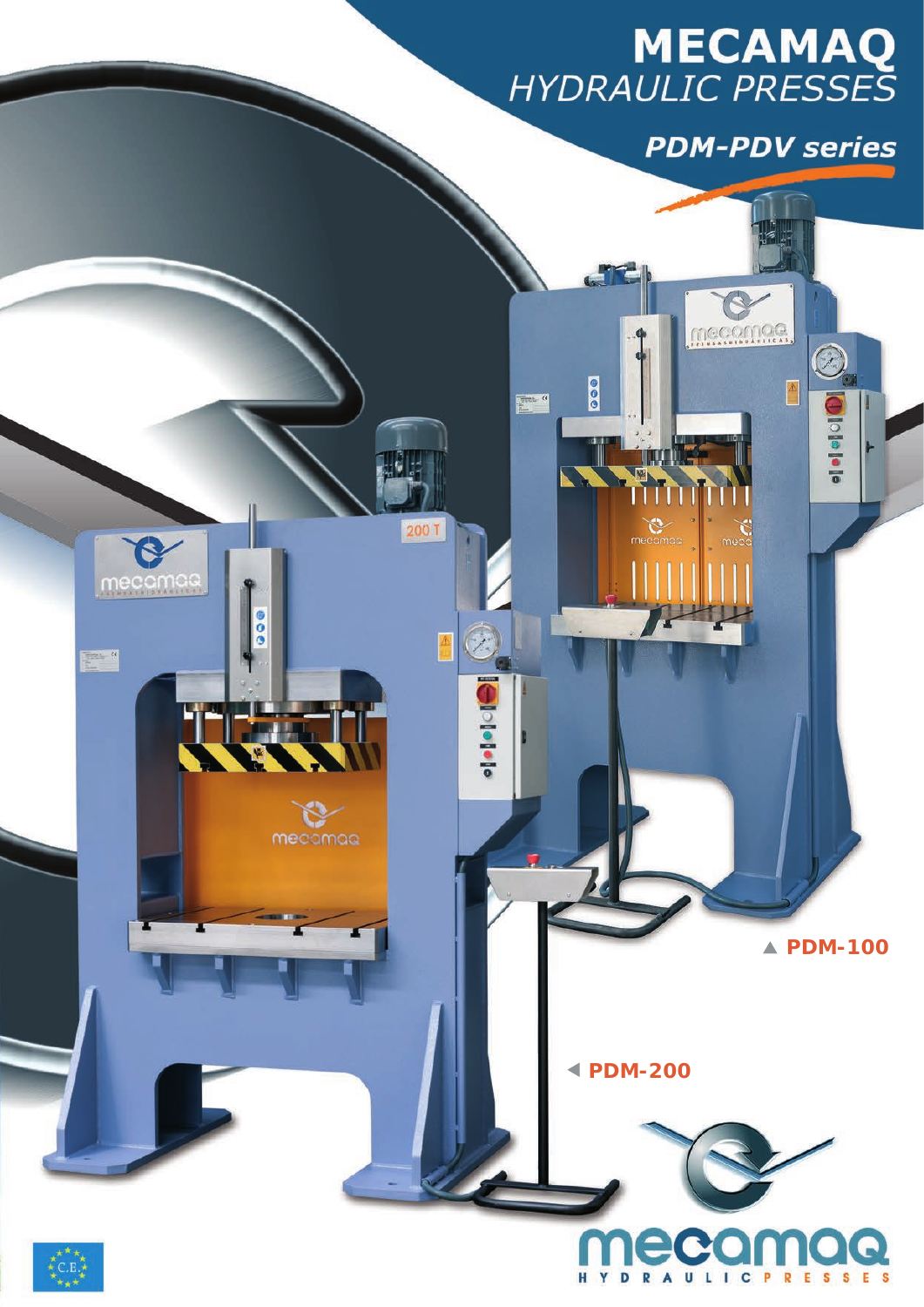# MECAMAQ
## *HYDRAULIC PRESSES*

### *PDM-PDV series*

▲ **PDM-100**

◄ **PDM-200**

**mecamaq**
HYDRAULIC PRESSES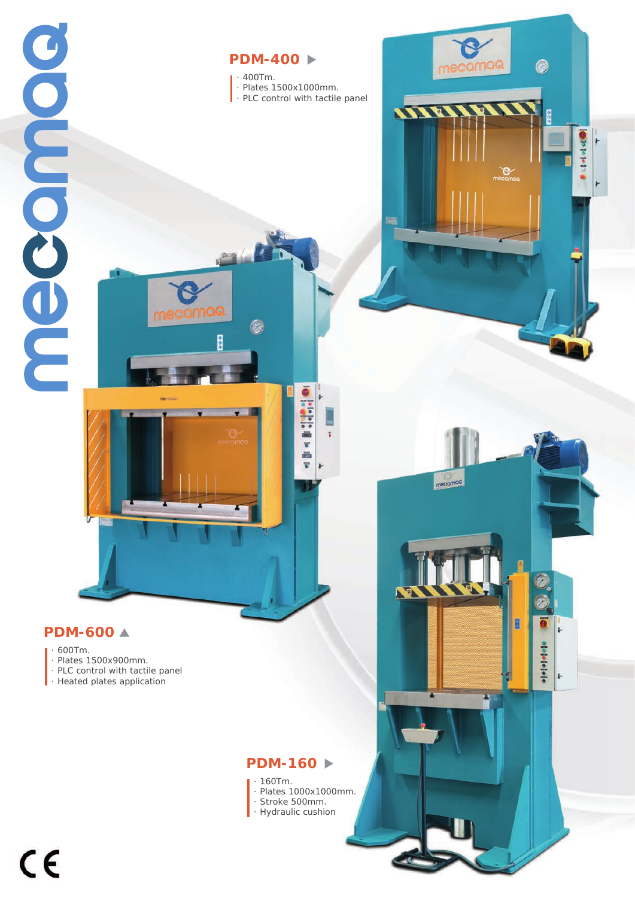## PDM-400 ▶

- 400Tm.
- Plates 1500x1000mm.
- PLC control with tactile panel

## PDM-600 ▲

- 600Tm.
- Plates 1500x900mm.
- PLC control with tactile panel
- Heated plates application

## PDM-160 ▶

- 160Tm.
- Plates 1000x1000mm.
- Stroke 500mm.
- Hydraulic cushion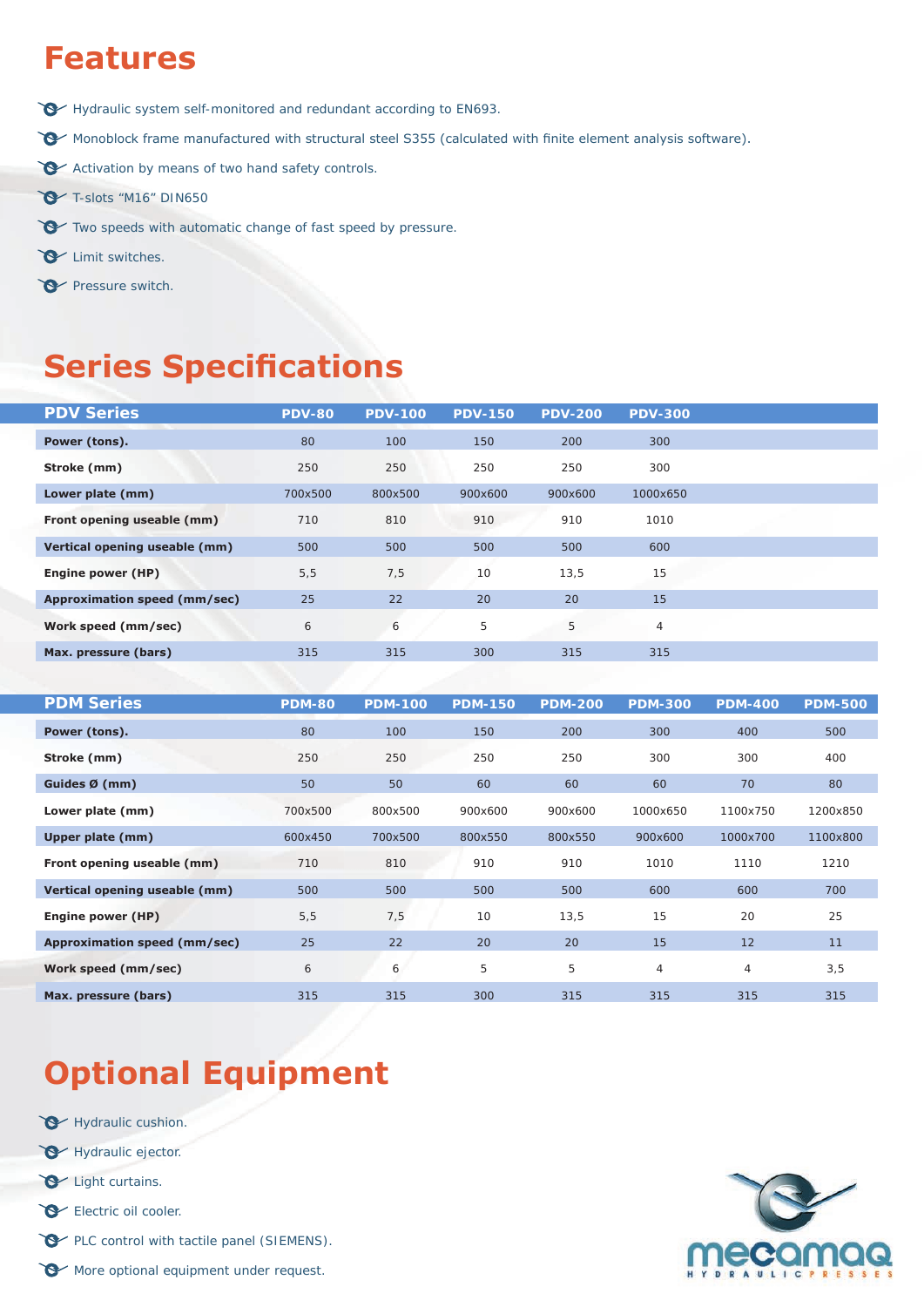## Features

- Hydraulic system self-monitored and redundant according to EN693.
- Monoblock frame manufactured with structural steel S355 (calculated with finite element analysis software).
- Activation by means of two hand safety controls.
- T-slots “M16” DIN650
- Two speeds with automatic change of fast speed by pressure.
- Limit switches.
- Pressure switch.

## Series Specifications

| PDV Series | PDV-80 | PDV-100 | PDV-150 | PDV-200 | PDV-300 |
|---|---|---|---|---|---|
| **Power (tons).** | 80 | 100 | 150 | 200 | 300 |
| **Stroke (mm)** | 250 | 250 | 250 | 250 | 300 |
| **Lower plate (mm)** | 700x500 | 800x500 | 900x600 | 900x600 | 1000x650 |
| **Front opening useable (mm)** | 710 | 810 | 910 | 910 | 1010 |
| **Vertical opening useable (mm)** | 500 | 500 | 500 | 500 | 600 |
| **Engine power (HP)** | 5,5 | 7,5 | 10 | 13,5 | 15 |
| **Approximation speed (mm/sec)** | 25 | 22 | 20 | 20 | 15 |
| **Work speed (mm/sec)** | 6 | 6 | 5 | 5 | 4 |
| **Max. pressure (bars)** | 315 | 315 | 300 | 315 | 315 |

| PDM Series | PDM-80 | PDM-100 | PDM-150 | PDM-200 | PDM-300 | PDM-400 | PDM-500 |
|---|---|---|---|---|---|---|---|
| **Power (tons).** | 80 | 100 | 150 | 200 | 300 | 400 | 500 |
| **Stroke (mm)** | 250 | 250 | 250 | 250 | 300 | 300 | 400 |
| **Guides Ø (mm)** | 50 | 50 | 60 | 60 | 60 | 70 | 80 |
| **Lower plate (mm)** | 700x500 | 800x500 | 900x600 | 900x600 | 1000x650 | 1100x750 | 1200x850 |
| **Upper plate (mm)** | 600x450 | 700x500 | 800x550 | 800x550 | 900x600 | 1000x700 | 1100x800 |
| **Front opening useable (mm)** | 710 | 810 | 910 | 910 | 1010 | 1110 | 1210 |
| **Vertical opening useable (mm)** | 500 | 500 | 500 | 500 | 600 | 600 | 700 |
| **Engine power (HP)** | 5,5 | 7,5 | 10 | 13,5 | 15 | 20 | 25 |
| **Approximation speed (mm/sec)** | 25 | 22 | 20 | 20 | 15 | 12 | 11 |
| **Work speed (mm/sec)** | 6 | 6 | 5 | 5 | 4 | 4 | 3,5 |
| **Max. pressure (bars)** | 315 | 315 | 300 | 315 | 315 | 315 | 315 |

## Optional Equipment

- Hydraulic cushion.
- Hydraulic ejector.
- Light curtains.
- Electric oil cooler.
- PLC control with tactile panel (SIEMENS).
- More optional equipment under request.

mecamaq
HYDRAULIC PRESSES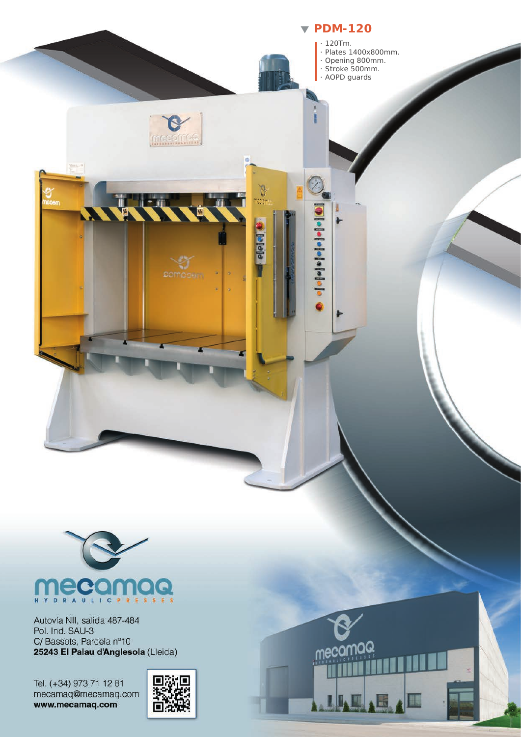## PDM-120

- 120Tm.
- Plates 1400x800mm.
- Opening 800mm.
- Stroke 500mm.
- AOPD guards

mecamaq
HYDRAULIC PRESSES

Autovía NII, salida 487-484
Pol. Ind. SAU-3
C/ Bassots, Parcela nº10
**25243 El Palau d'Anglesola** (Lleida)

Tel. (+34) 973 71 12 81
mecamaq@mecamaq.com
**www.mecamaq.com**